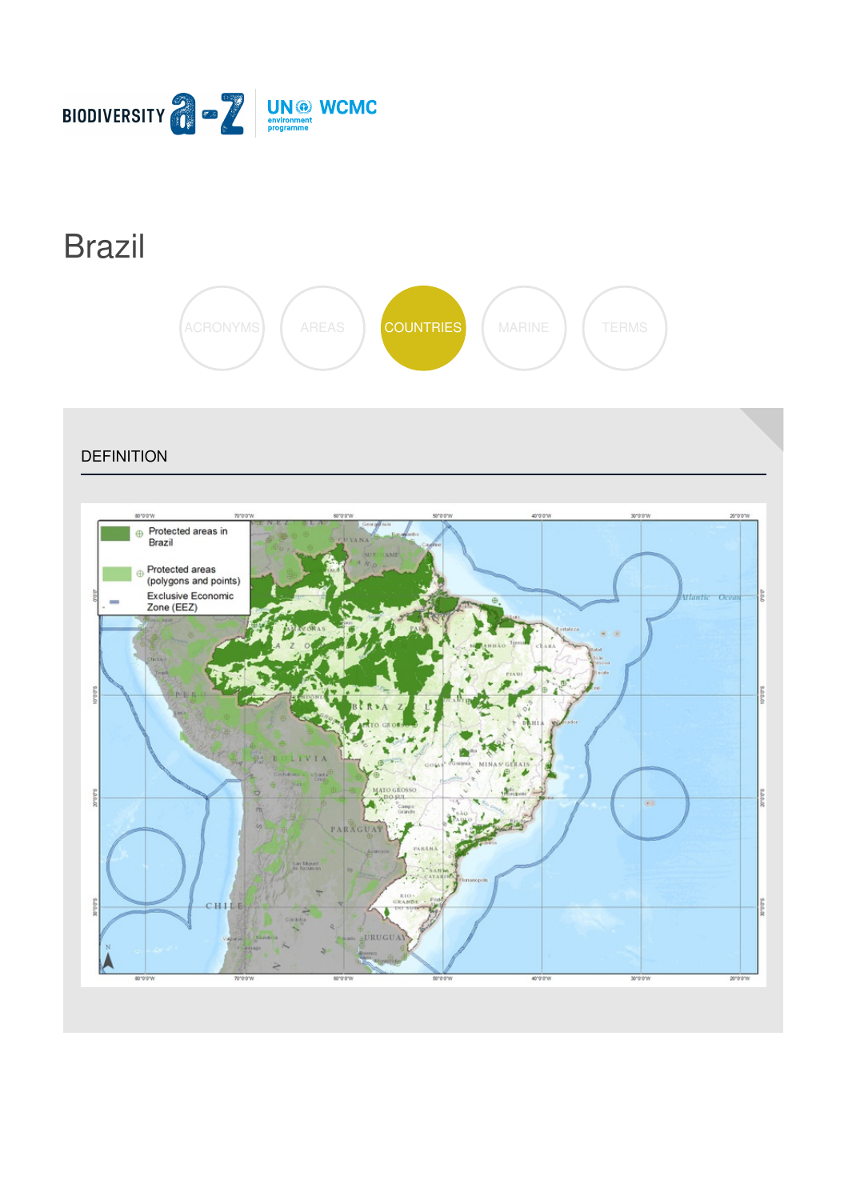# Brazil

ACRONYMS AREAS COUNTRIES MARINE TERMS

## DEFINITION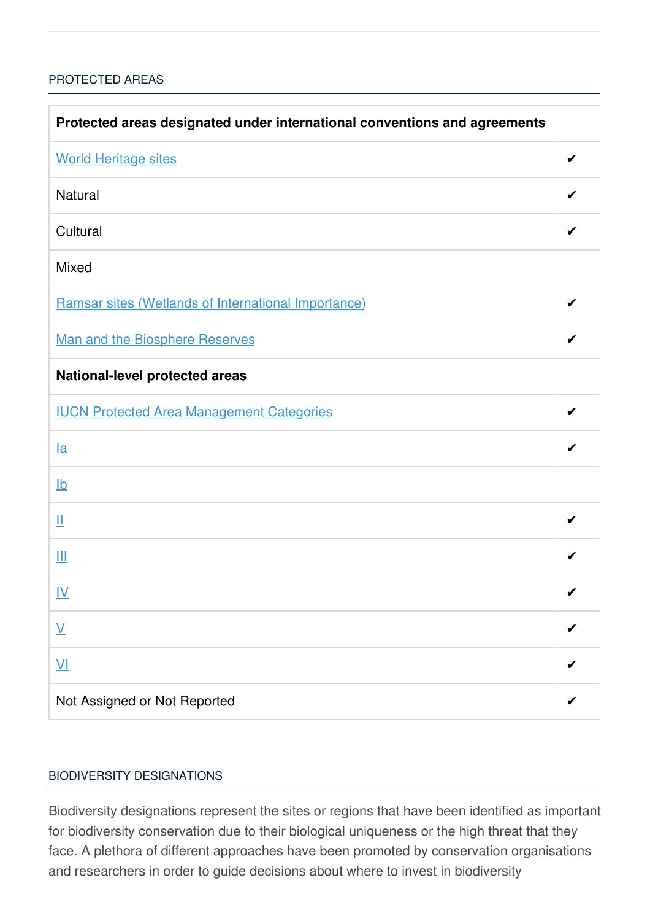## PROTECTED AREAS

| Protected areas designated under international conventions and agreements | |
|---|---|
| World Heritage sites | ✔ |
| Natural | ✔ |
| Cultural | ✔ |
| Mixed | |
| Ramsar sites (Wetlands of International Importance) | ✔ |
| Man and the Biosphere Reserves | ✔ |
| **National-level protected areas** | |
| IUCN Protected Area Management Categories | ✔ |
| Ia | ✔ |
| Ib | |
| II | ✔ |
| III | ✔ |
| IV | ✔ |
| V | ✔ |
| VI | ✔ |
| Not Assigned or Not Reported | ✔ |

## BIODIVERSITY DESIGNATIONS

Biodiversity designations represent the sites or regions that have been identified as important for biodiversity conservation due to their biological uniqueness or the high threat that they face. A plethora of different approaches have been promoted by conservation organisations and researchers in order to guide decisions about where to invest in biodiversity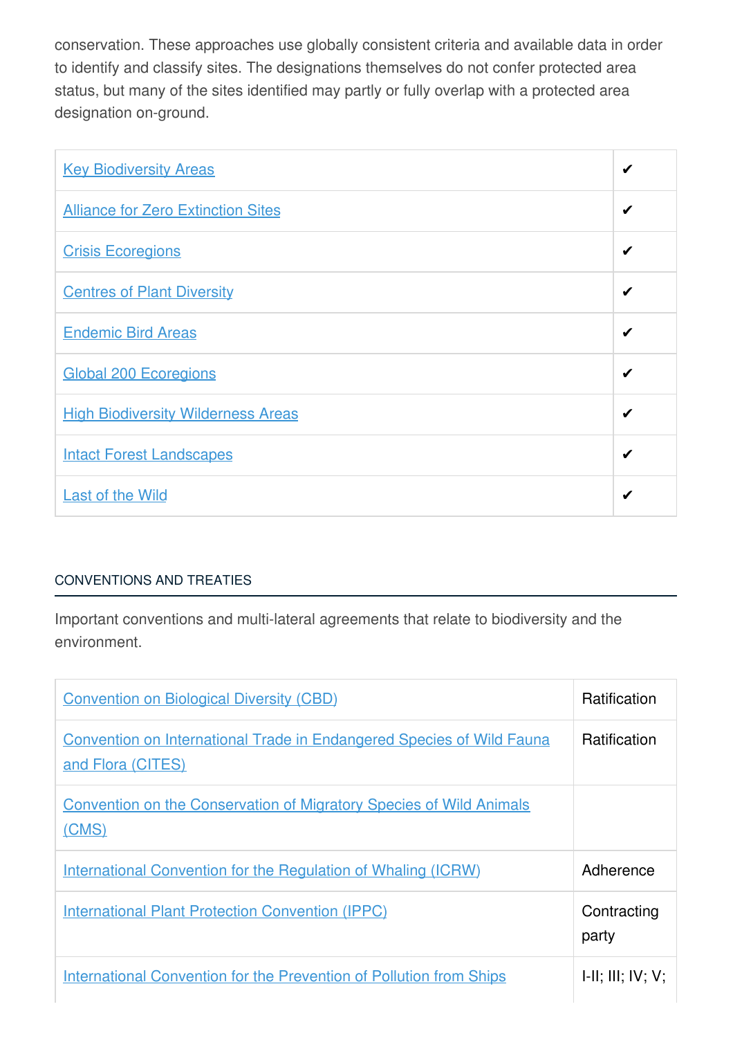conservation. These approaches use globally consistent criteria and available data in order to identify and classify sites. The designations themselves do not confer protected area status, but many of the sites identified may partly or fully overlap with a protected area designation on-ground.

| | |
|---|---|
| Key Biodiversity Areas | ✔ |
| Alliance for Zero Extinction Sites | ✔ |
| Crisis Ecoregions | ✔ |
| Centres of Plant Diversity | ✔ |
| Endemic Bird Areas | ✔ |
| Global 200 Ecoregions | ✔ |
| High Biodiversity Wilderness Areas | ✔ |
| Intact Forest Landscapes | ✔ |
| Last of the Wild | ✔ |

## CONVENTIONS AND TREATIES

Important conventions and multi-lateral agreements that relate to biodiversity and the environment.

| | |
|---|---|
| Convention on Biological Diversity (CBD) | Ratification |
| Convention on International Trade in Endangered Species of Wild Fauna and Flora (CITES) | Ratification |
| Convention on the Conservation of Migratory Species of Wild Animals (CMS) | |
| International Convention for the Regulation of Whaling (ICRW) | Adherence |
| International Plant Protection Convention (IPPC) | Contracting party |
| International Convention for the Prevention of Pollution from Ships | I-II; III; IV; V; |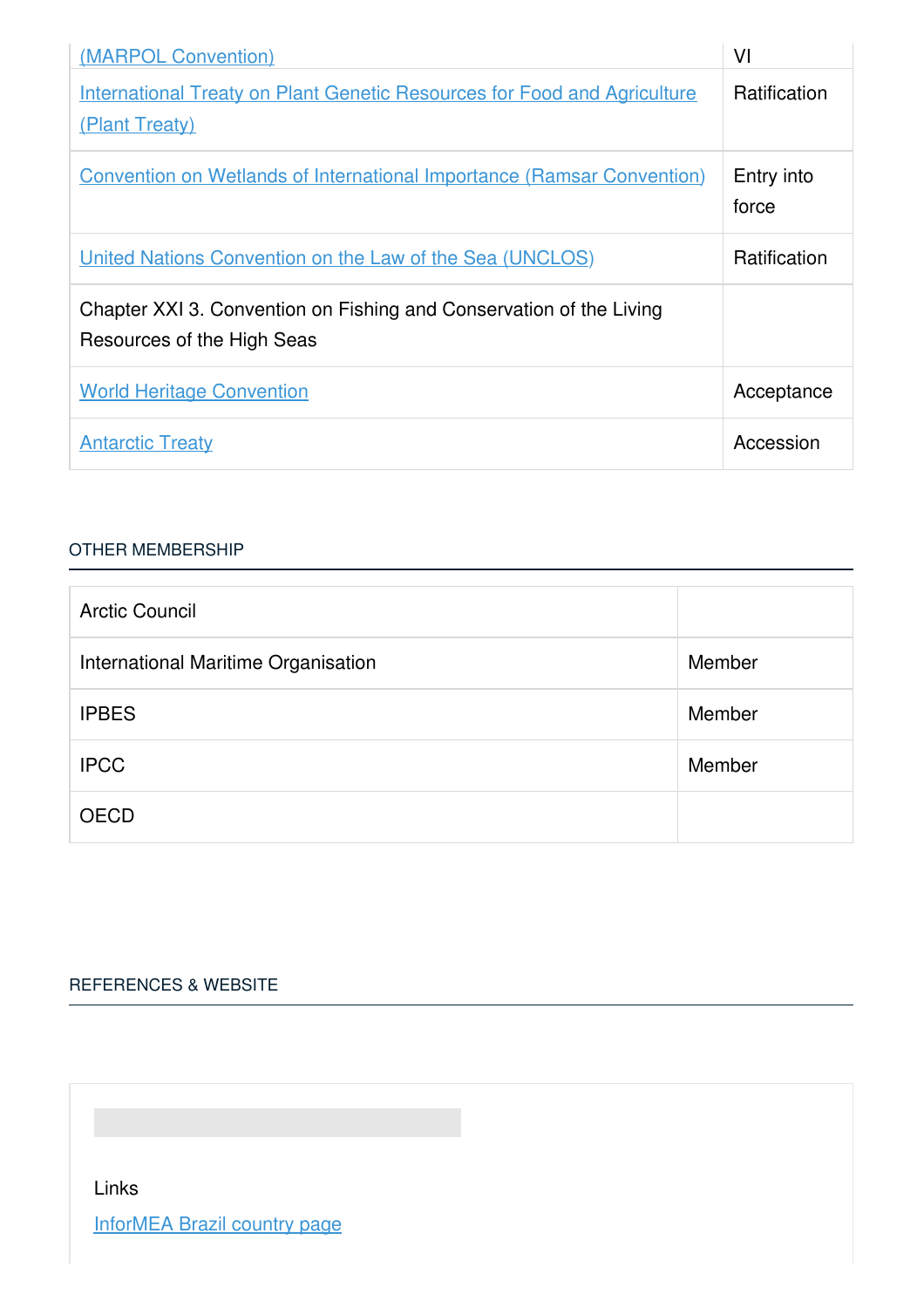| | |
|---|---|
| (MARPOL Convention) | VI |
| International Treaty on Plant Genetic Resources for Food and Agriculture (Plant Treaty) | Ratification |
| Convention on Wetlands of International Importance (Ramsar Convention) | Entry into force |
| United Nations Convention on the Law of the Sea (UNCLOS) | Ratification |
| Chapter XXI 3. Convention on Fishing and Conservation of the Living Resources of the High Seas | |
| World Heritage Convention | Acceptance |
| Antarctic Treaty | Accession |

## OTHER MEMBERSHIP

| | |
|---|---|
| Arctic Council | |
| International Maritime Organisation | Member |
| IPBES | Member |
| IPCC | Member |
| OECD | |

## REFERENCES & WEBSITE

Links

InforMEA Brazil country page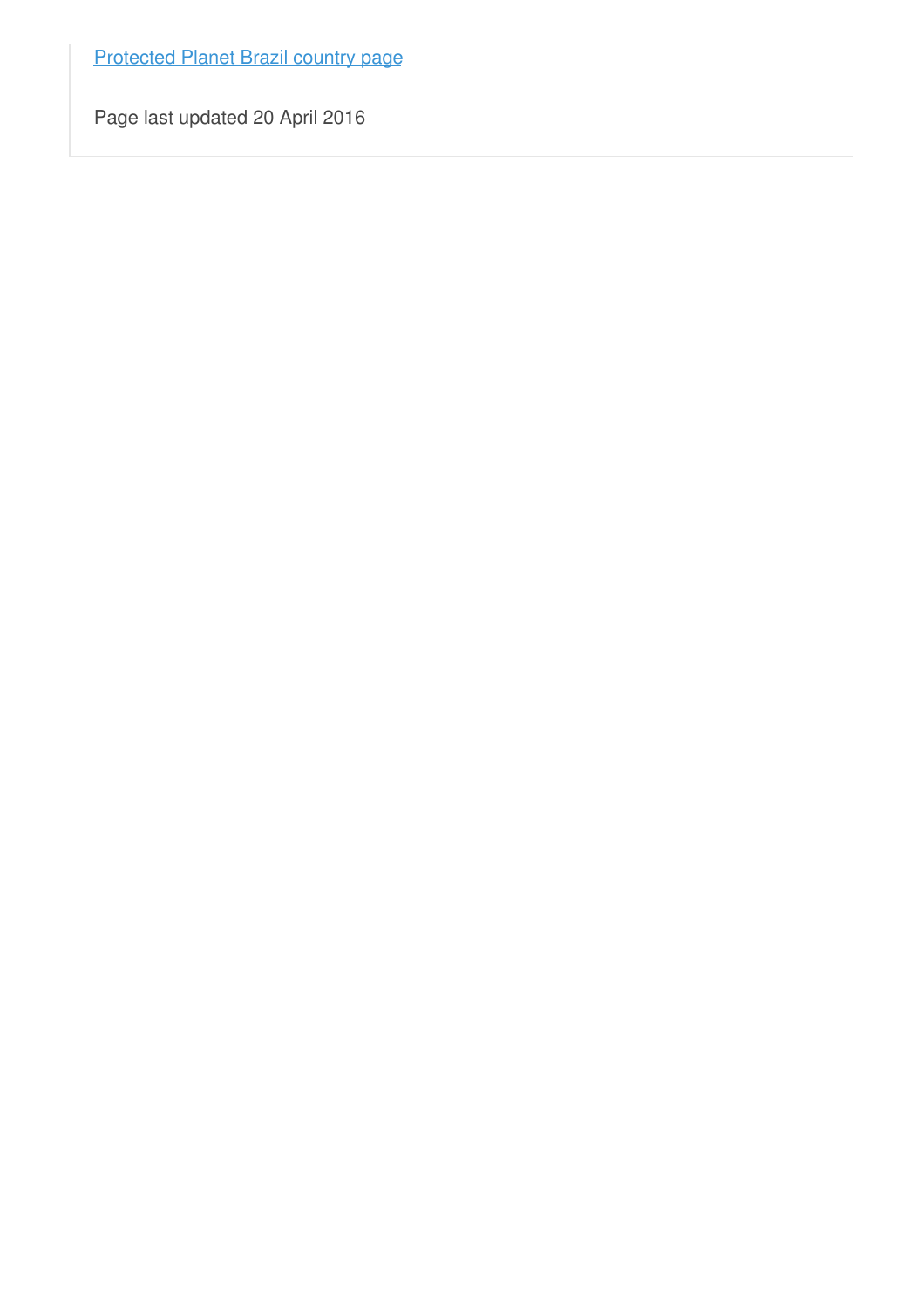[Protected Planet Brazil country page]

Page last updated 20 April 2016